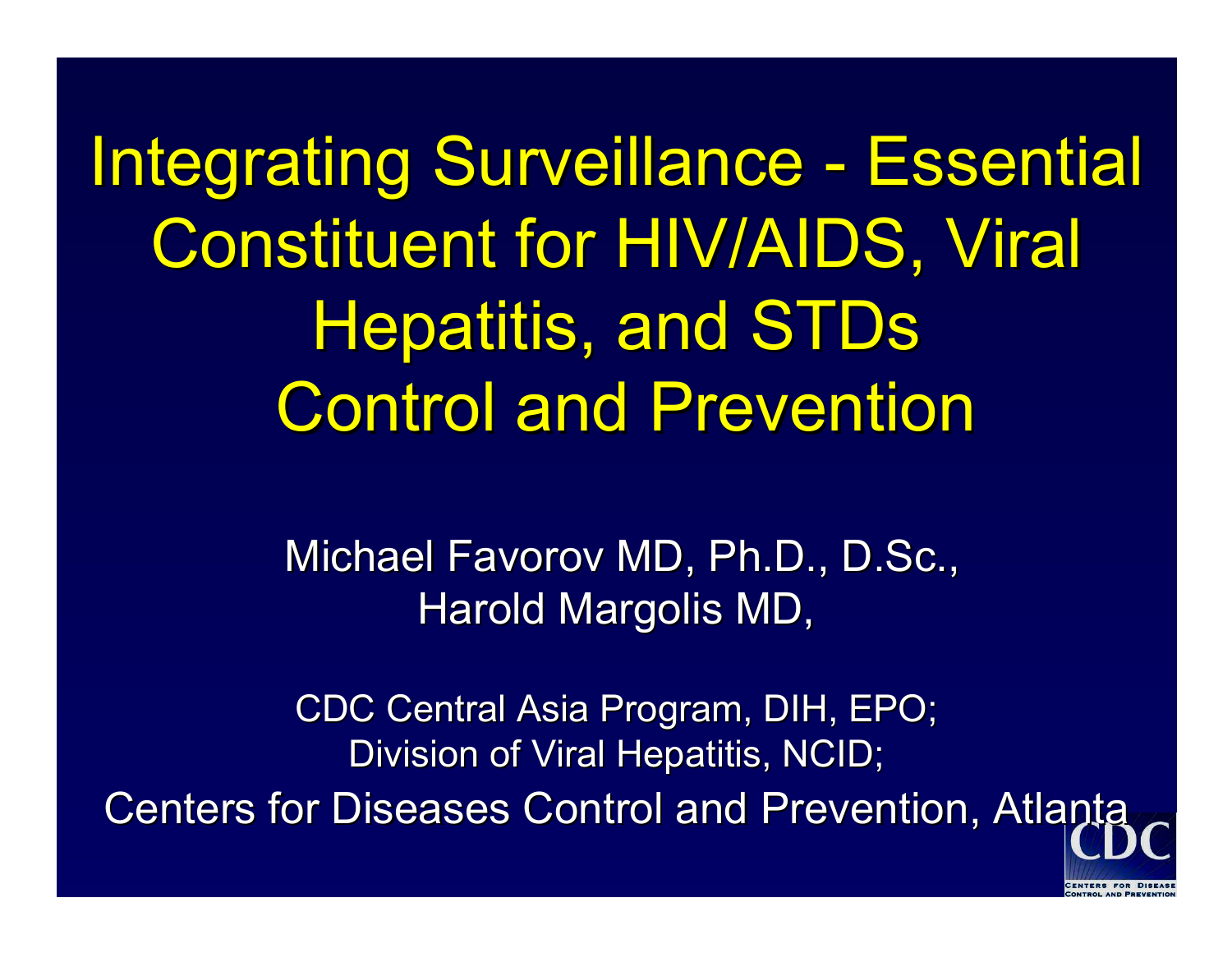# Integrating Surveillance - Essential Constituent for HIV/AIDS, Viral Hepatitis, and STDs Control and Prevention

Michael Favorov MD, Ph.D., D.Sc.,
Harold Margolis MD,

CDC Central Asia Program, DIH, EPO;
Division of Viral Hepatitis, NCID;
Centers for Diseases Control and Prevention, Atlanta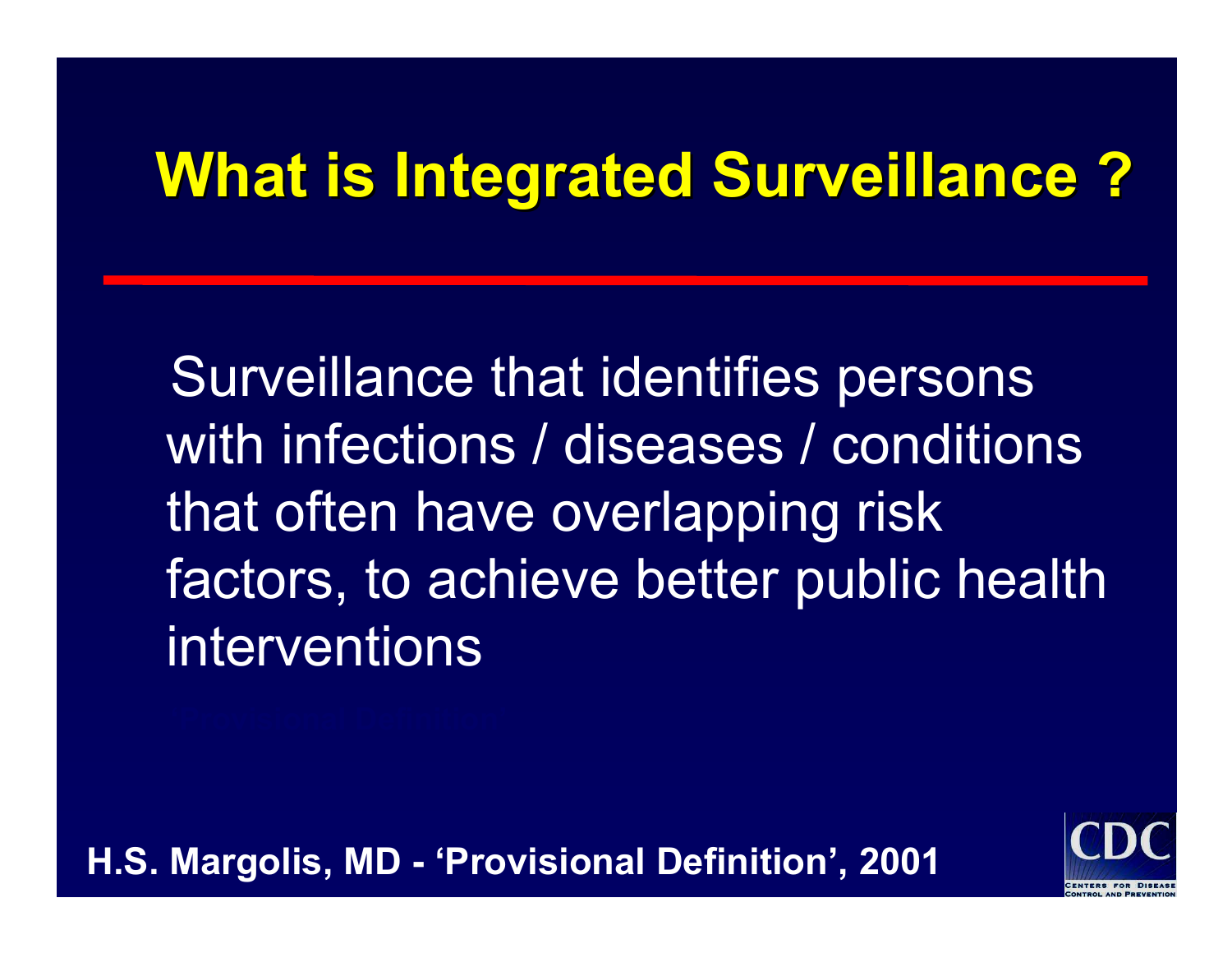# What is Integrated Surveillance ?

Surveillance that identifies persons with infections / diseases / conditions that often have overlapping risk factors, to achieve better public health interventions

**H.S. Margolis, MD - 'Provisional Definition', 2001**

CDC
CENTERS FOR DISEASE CONTROL AND PREVENTION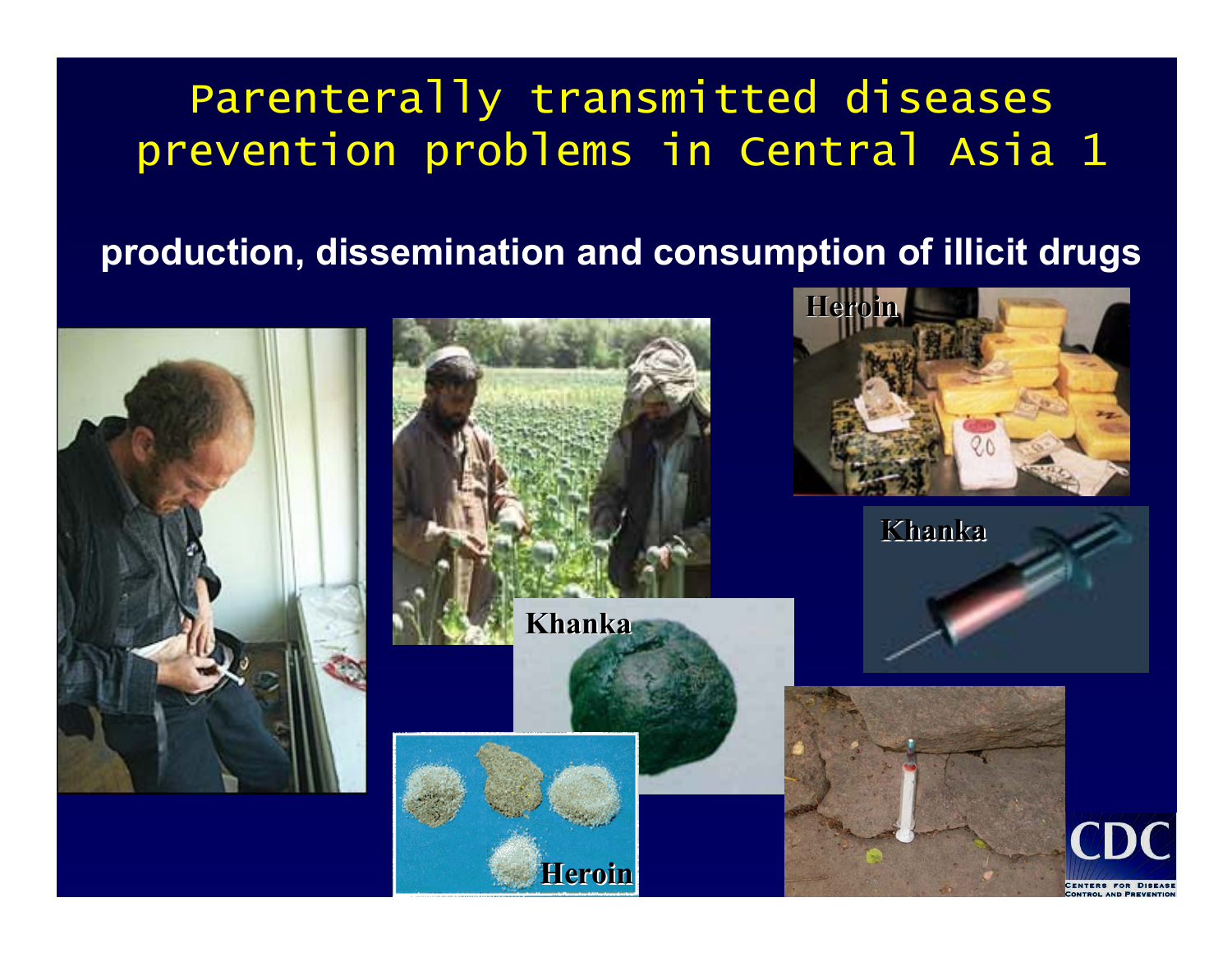# Parenterally transmitted diseases prevention problems in Central Asia 1

**production, dissemination and consumption of illicit drugs**

Heroin

Khanka

Khanka

Heroin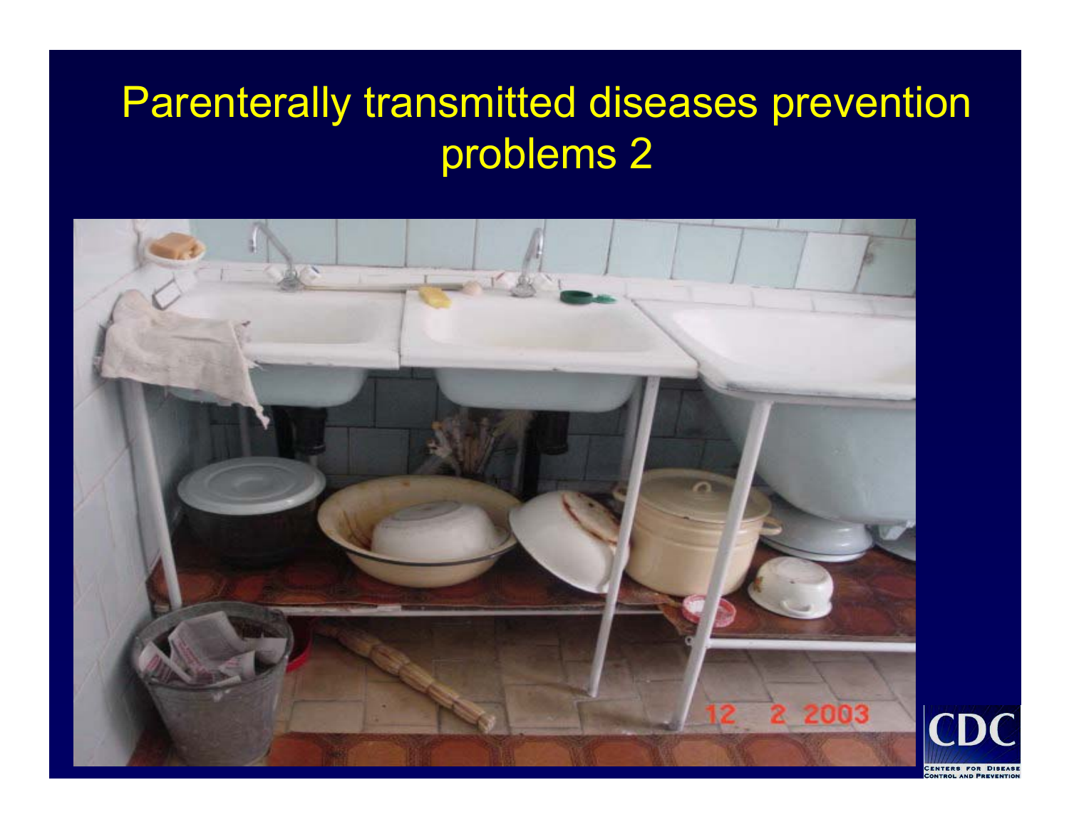# Parenterally transmitted diseases prevention problems 2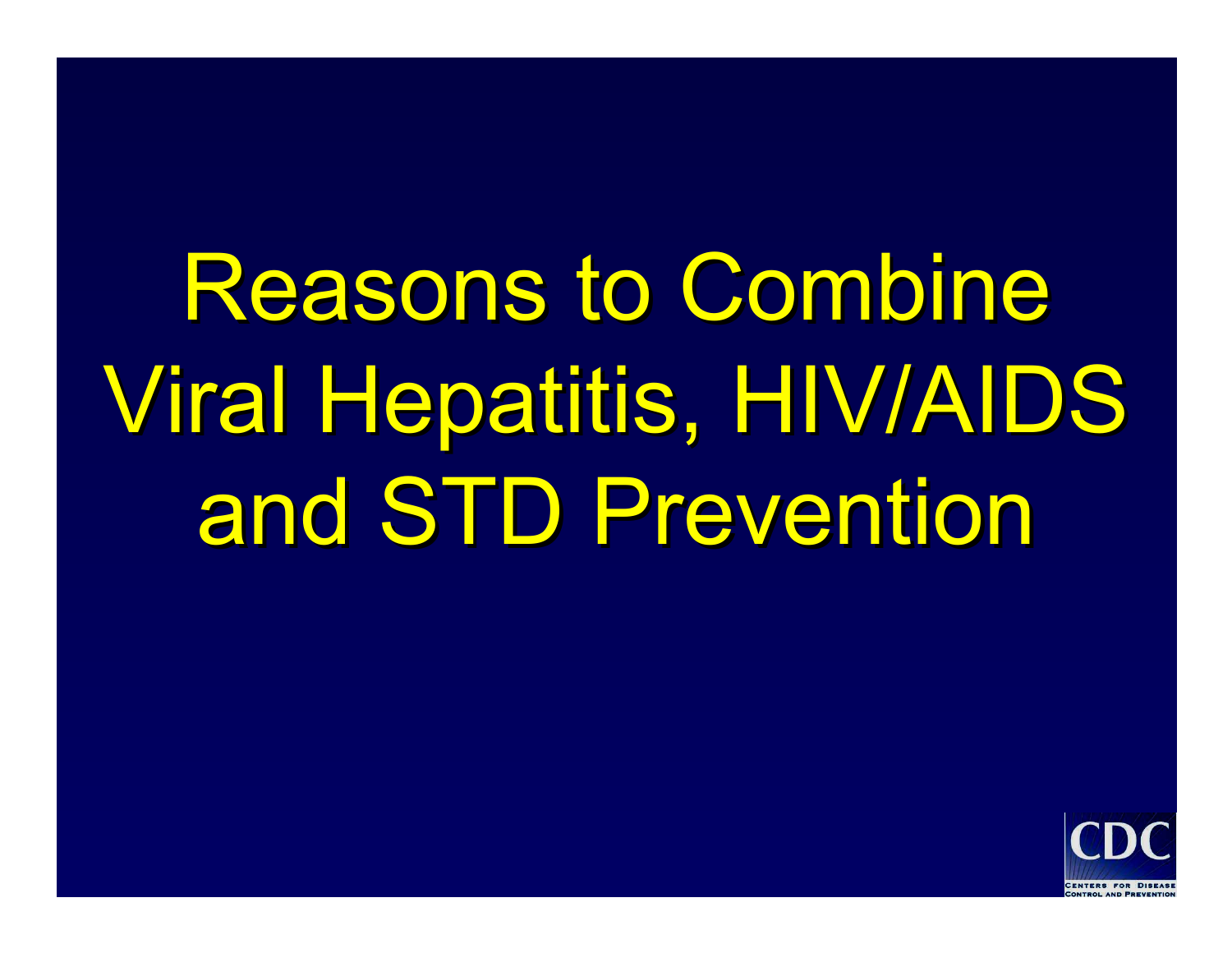# Reasons to Combine Viral Hepatitis, HIV/AIDS and STD Prevention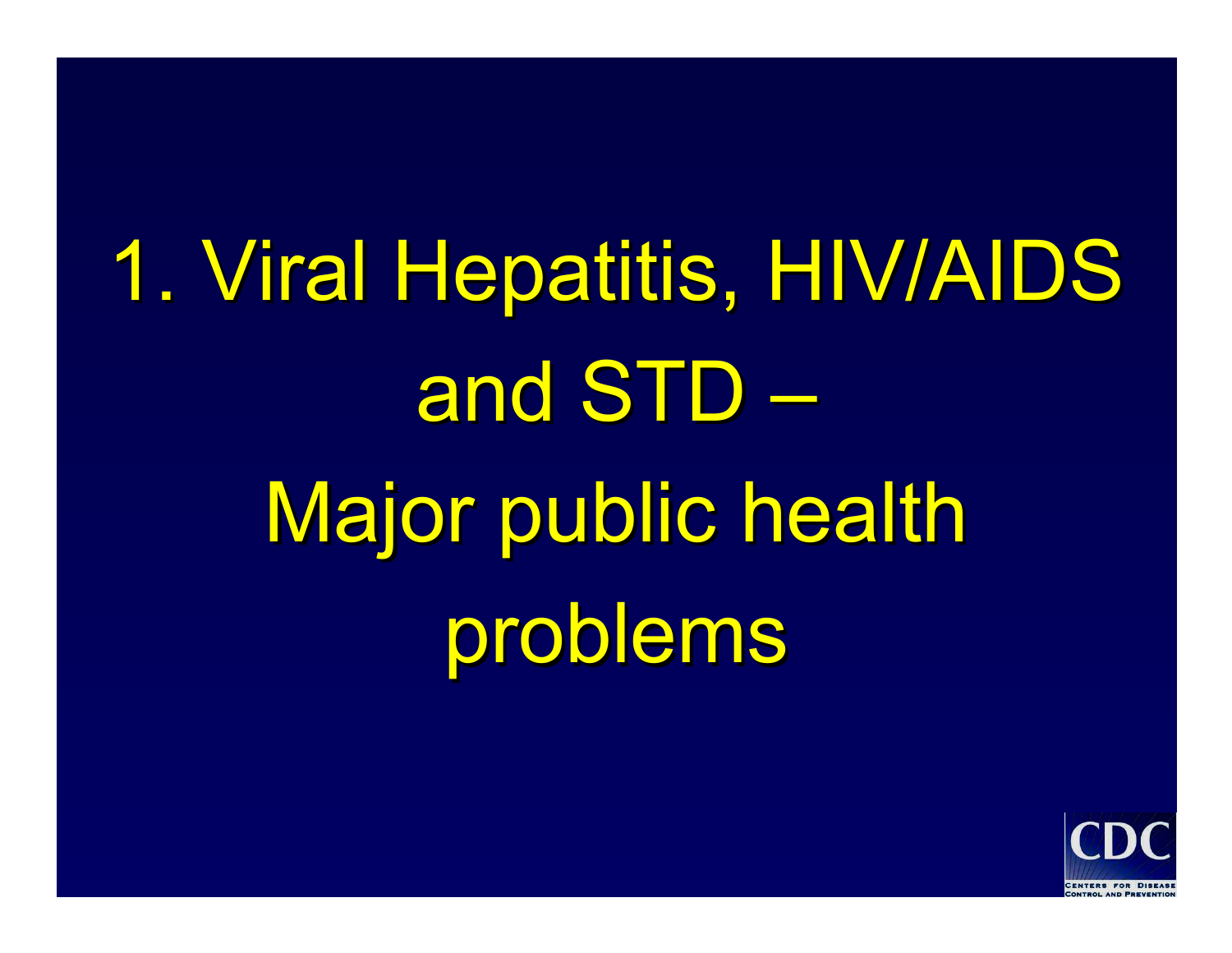# 1. Viral Hepatitis, HIV/AIDS and STD – Major public health problems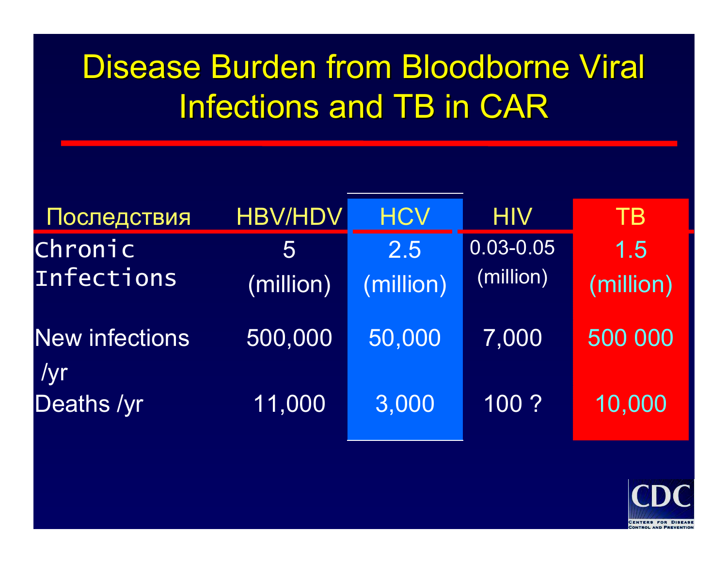# Disease Burden from Bloodborne Viral Infections and TB in CAR

| Последствия | HBV/HDV | HCV | HIV | TB |
|---|---|---|---|---|
| Chronic Infections | 5 (million) | 2.5 (million) | 0.03-0.05 (million) | 1.5 (million) |
| New infections /yr | 500,000 | 50,000 | 7,000 | 500 000 |
| Deaths /yr | 11,000 | 3,000 | 100 ? | 10,000 |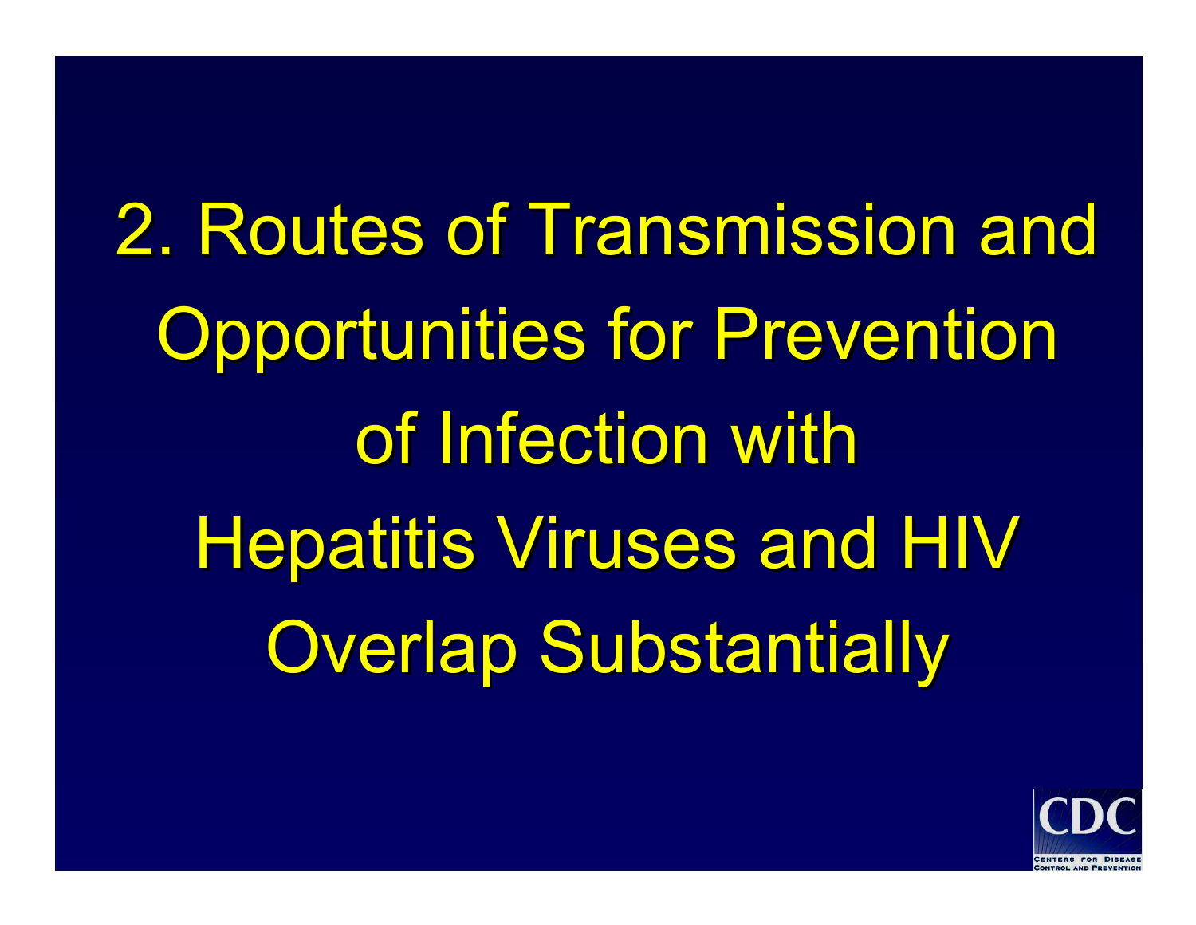# 2. Routes of Transmission and Opportunities for Prevention of Infection with Hepatitis Viruses and HIV Overlap Substantially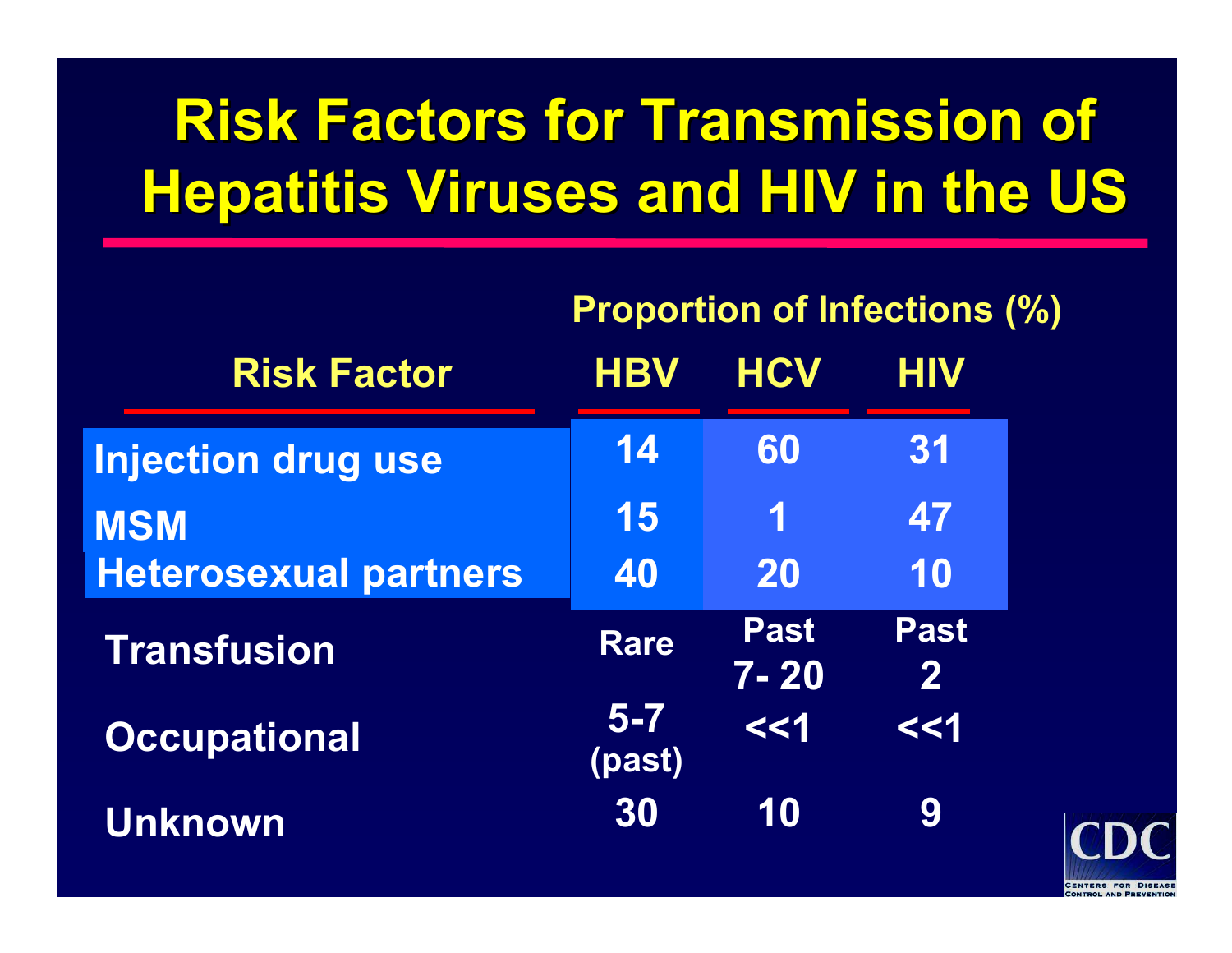# Risk Factors for Transmission of Hepatitis Viruses and HIV in the US

| Risk Factor | Proportion of Infections (%) | | |
|---|---|---|---|
| | HBV | HCV | HIV |
| Injection drug use | 14 | 60 | 31 |
| MSM | 15 | 1 | 47 |
| Heterosexual partners | 40 | 20 | 10 |
| Transfusion | Rare | Past 7- 20 | Past 2 |
| Occupational | 5-7 (past) | <<1 | <<1 |
| Unknown | 30 | 10 | 9 |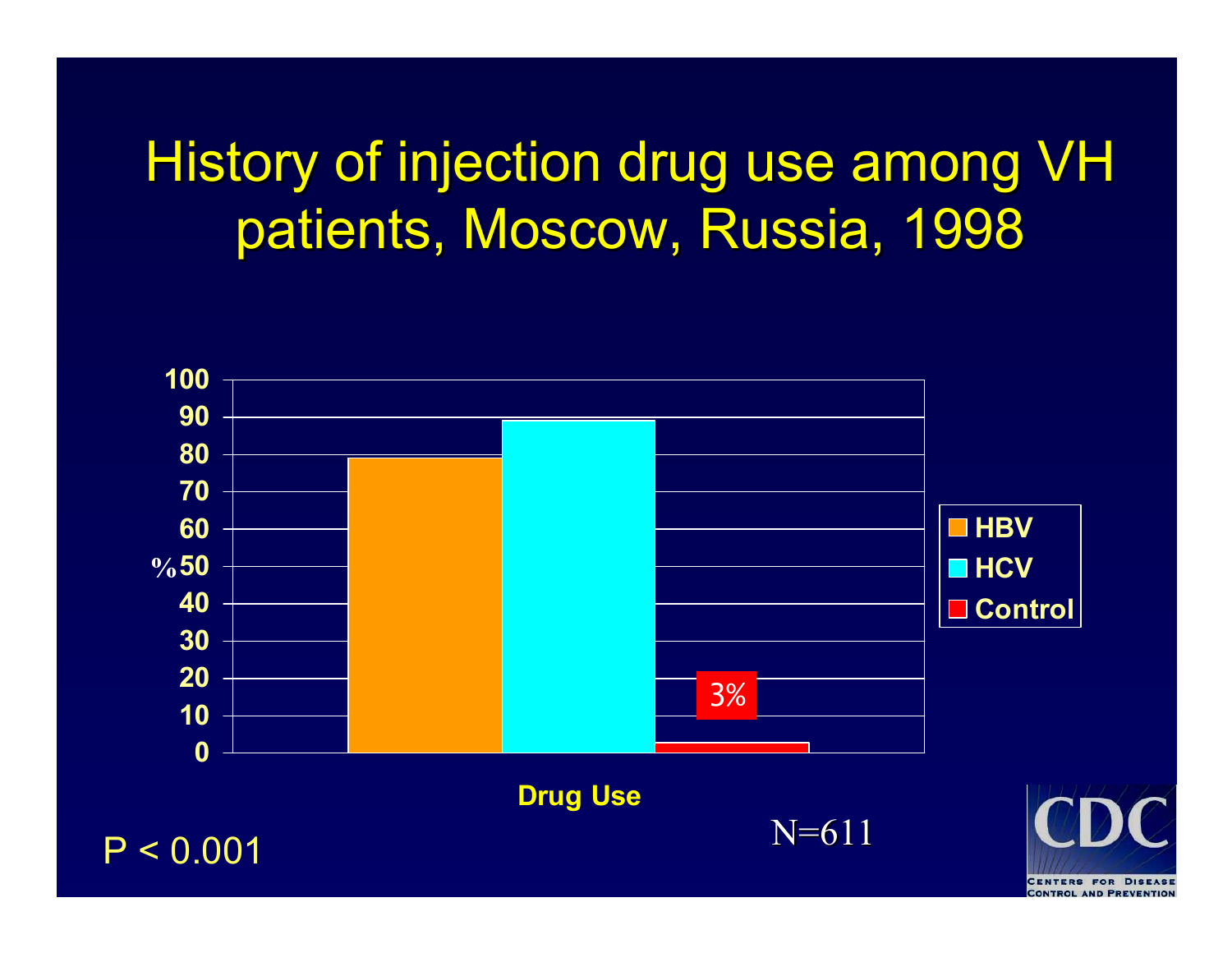# History of injection drug use among VH patients, Moscow, Russia, 1998

| Drug Use | % |
|---|---|
| HBV | ~79 |
| HCV | ~89 |
| Control | 3% |

N=611

P < 0.001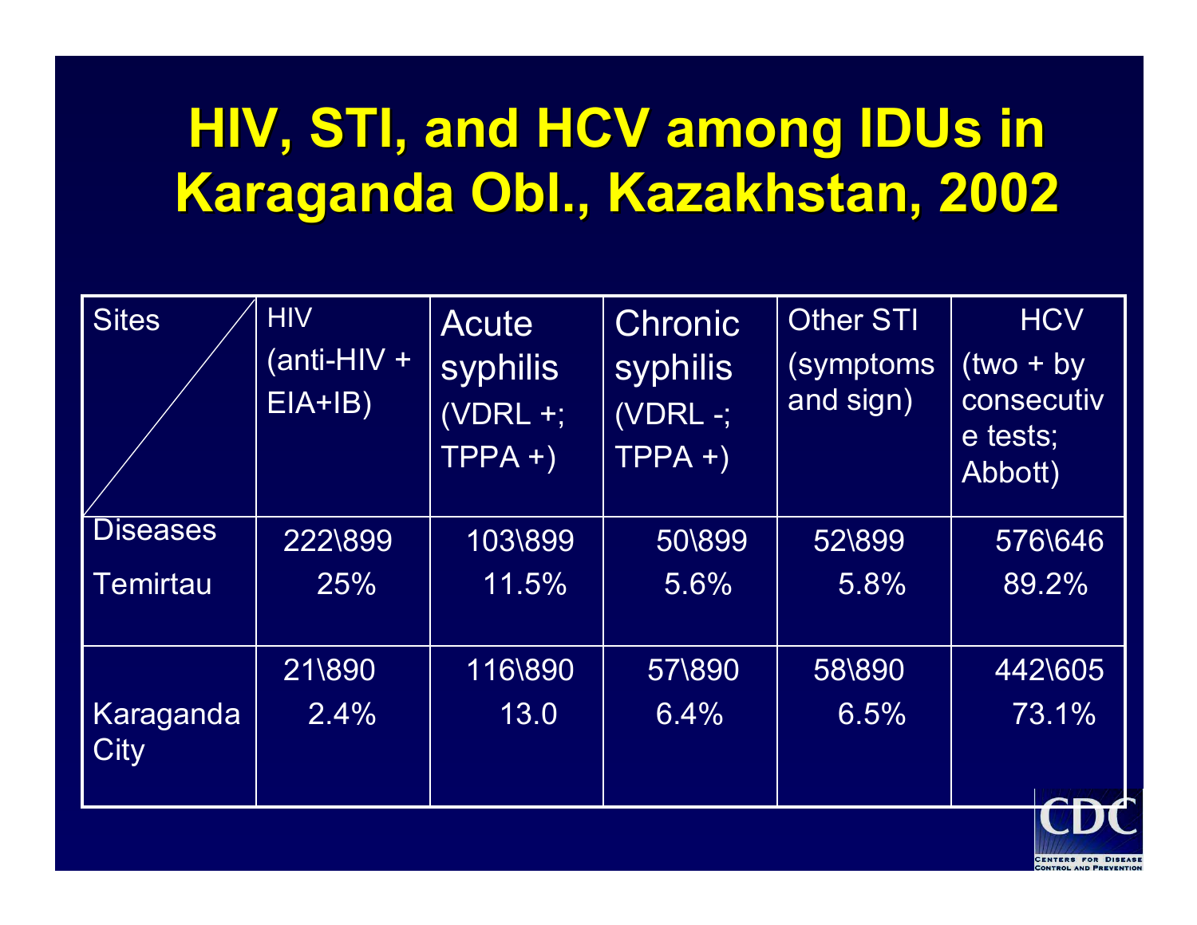# HIV, STI, and HCV among IDUs in Karaganda Obl., Kazakhstan, 2002

| Sites / Diseases | HIV (anti-HIV + EIA+IB) | Acute syphilis (VDRL +; TPPA +) | Chronic syphilis (VDRL -; TPPA +) | Other STI (symptoms and sign) | HCV (two + by consecutive tests; Abbott) |
|---|---|---|---|---|---|
| Temirtau | 222\899 25% | 103\899 11.5% | 50\899 5.6% | 52\899 5.8% | 576\646 89.2% |
| Karaganda City | 21\890 2.4% | 116\890 13.0 | 57\890 6.4% | 58\890 6.5% | 442\605 73.1% |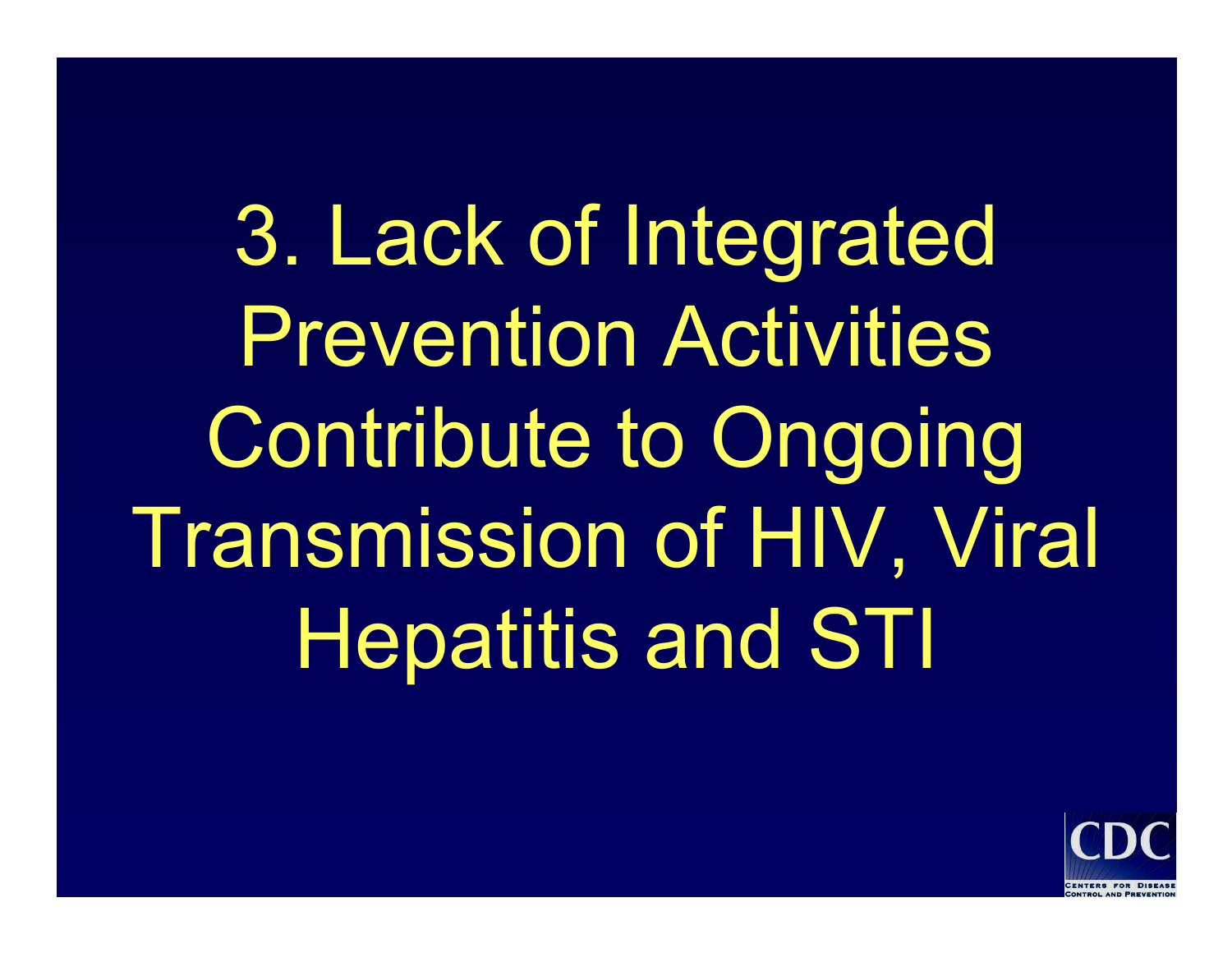# 3. Lack of Integrated Prevention Activities Contribute to Ongoing Transmission of HIV, Viral Hepatitis and STI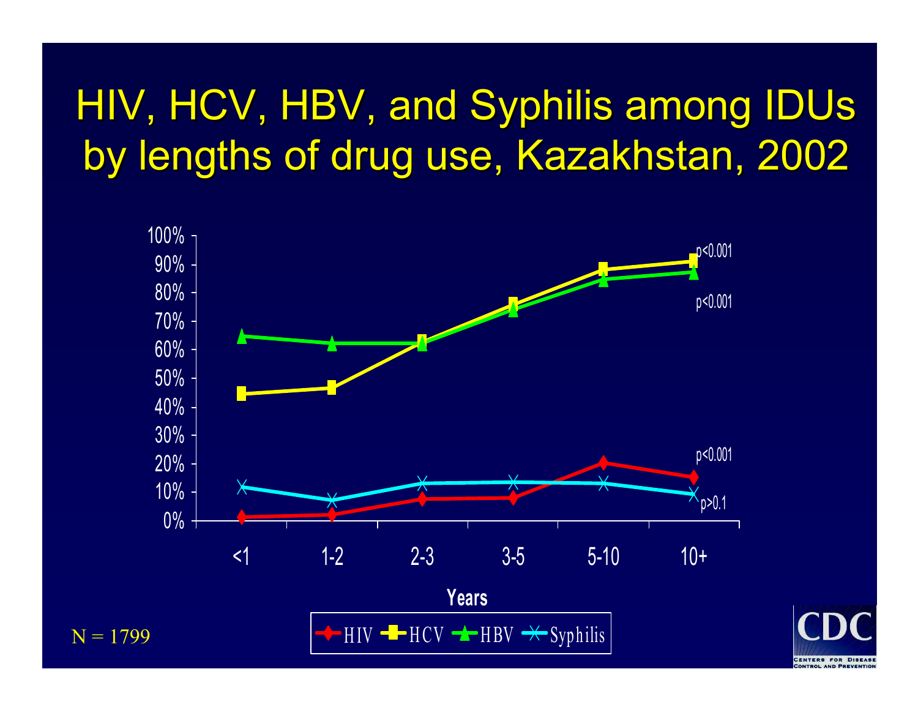# HIV, HCV, HBV, and Syphilis among IDUs by lengths of drug use, Kazakhstan, 2002

100%
90%
80%
70%
60%
50%
40%
30%
20%
10%
0%

<1 1-2 2-3 3-5 5-10 10+

**Years**

$p<0.001$

$p<0.001$

$p<0.001$

$p>0.1$

HIV HCV HBV Syphilis

N = 1799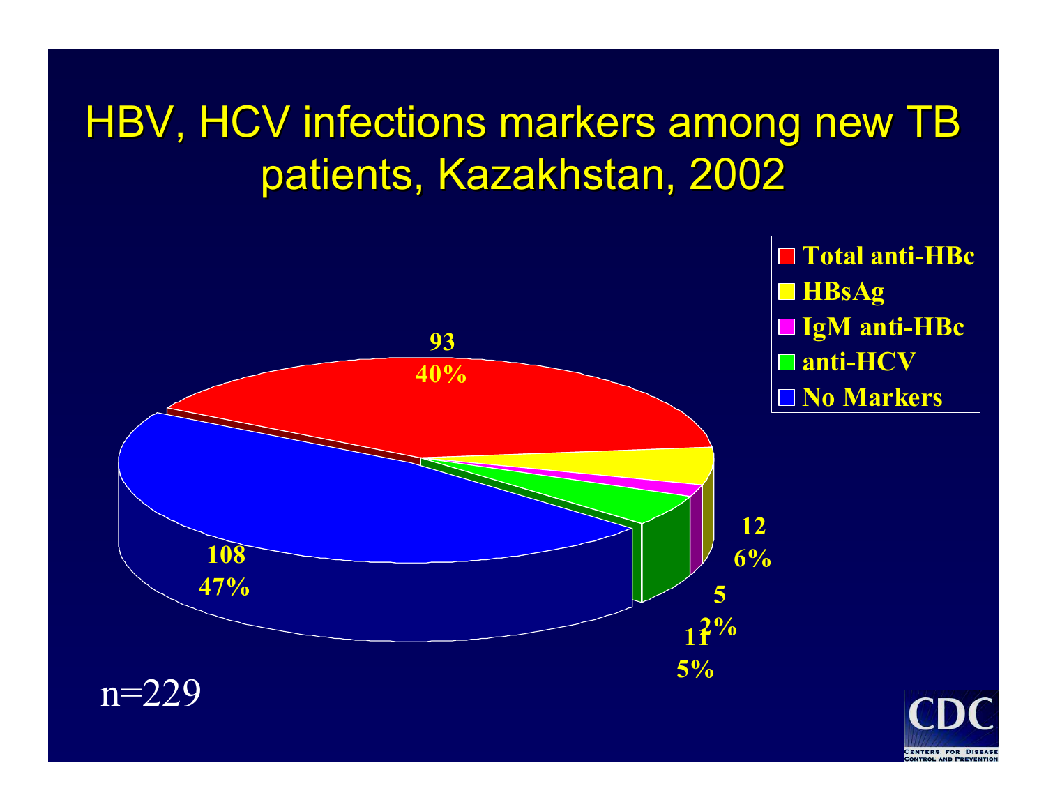# HBV, HCV infections markers among new TB patients, Kazakhstan, 2002

| Marker | Number | Percent |
|---|---|---|
| Total anti-HBc | 93 | 40% |
| HBsAg | 12 | 6% |
| IgM anti-HBc | 5 | 2% |
| anti-HCV | 11 | 5% |
| No Markers | 108 | 47% |

n=229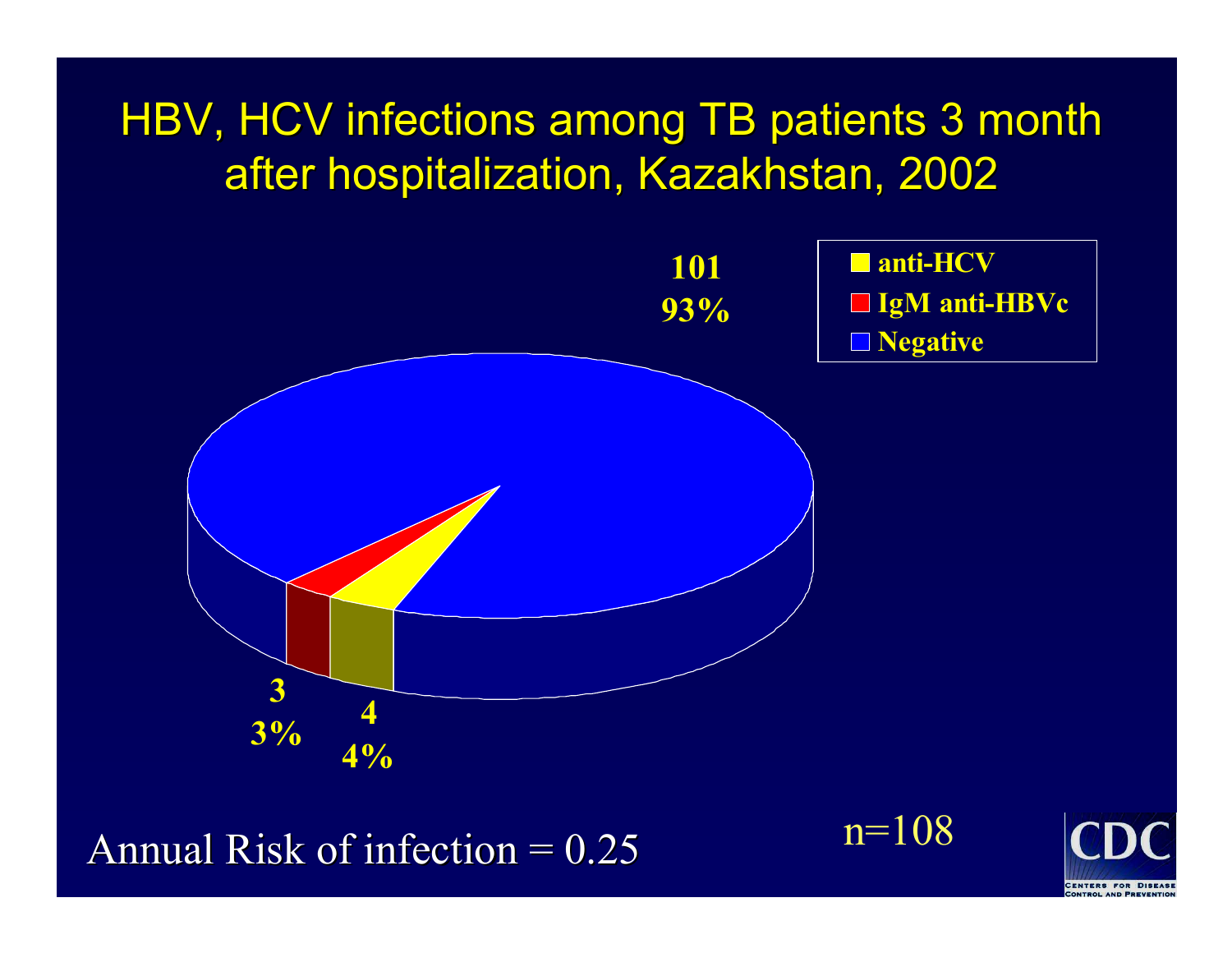# HBV, HCV infections among TB patients 3 month after hospitalization, Kazakhstan, 2002

- anti-HCV
- IgM anti-HBVc
- Negative

101
93%

3
3%

4
4%

Annual Risk of infection = 0.25

n=108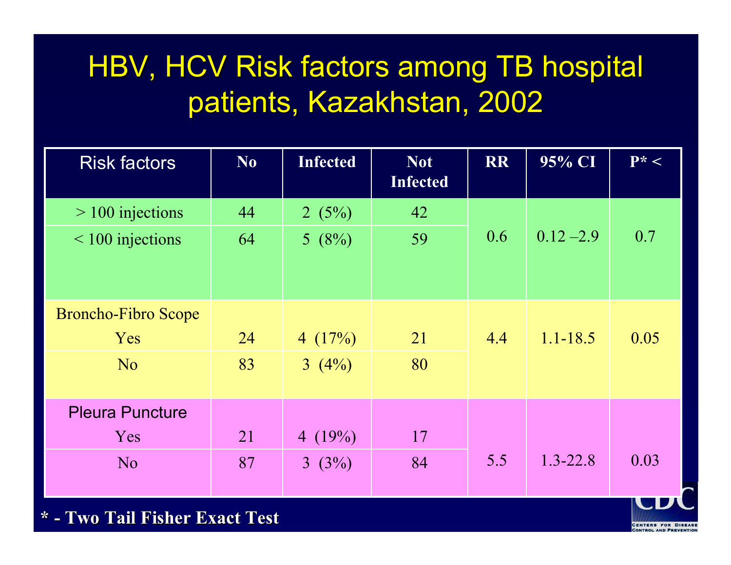# HBV, HCV Risk factors among TB hospital patients, Kazakhstan, 2002

| Risk factors | No | Infected | Not Infected | RR | 95% CI | P* < |
|---|---|---|---|---|---|---|
| > 100 injections | 44 | 2 (5%) | 42 | 0.6 | 0.12 –2.9 | 0.7 |
| < 100 injections | 64 | 5 (8%) | 59 | | | |
| Broncho-Fibro Scope | | | | | | |
| Yes | 24 | 4 (17%) | 21 | 4.4 | 1.1-18.5 | 0.05 |
| No | 83 | 3 (4%) | 80 | | | |
| Pleura Puncture | | | | | | |
| Yes | 21 | 4 (19%) | 17 | | | |
| No | 87 | 3 (3%) | 84 | 5.5 | 1.3-22.8 | 0.03 |

**\* - Two Tail Fisher Exact Test**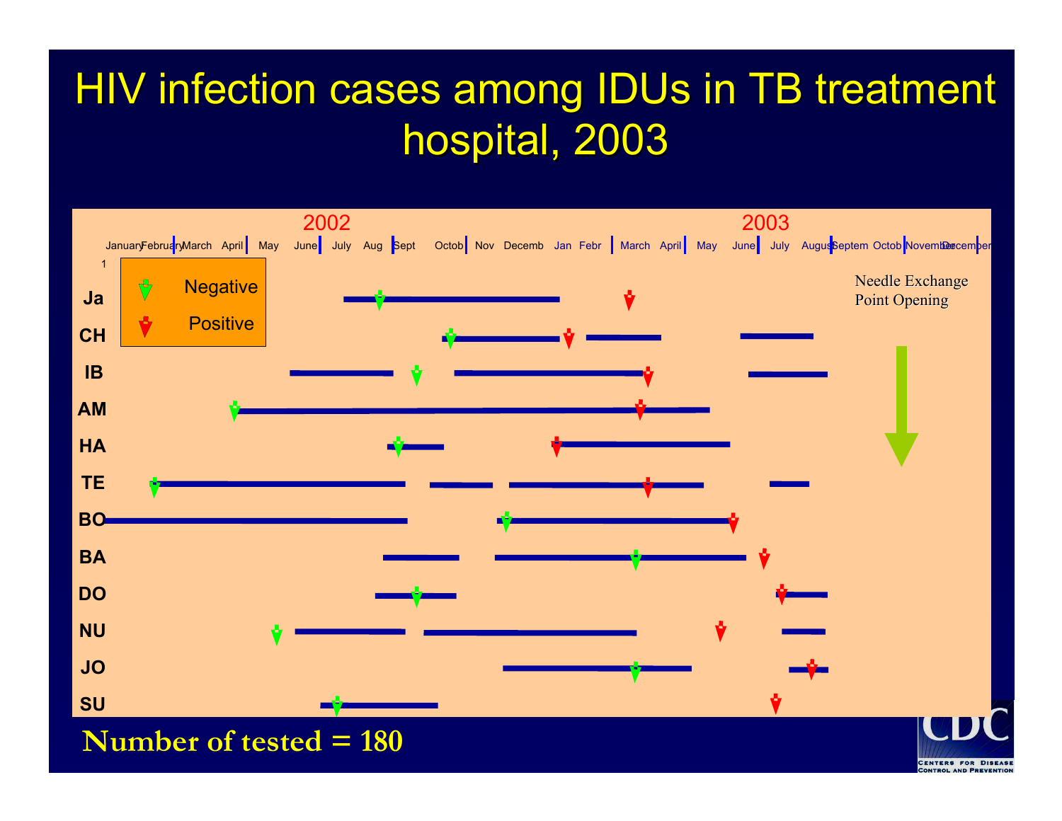# HIV infection cases among IDUs in TB treatment hospital, 2003

2002 | 2003

January February March April May June July Aug Sept Octob Nov Decemb Jan Febr March April May June July August Septem Octob November December

1

Negative

Positive

Ja

CH

IB

AM

HA

TE

BO

BA

DO

NU

JO

SU

Needle Exchange Point Opening

**Number of tested = 180**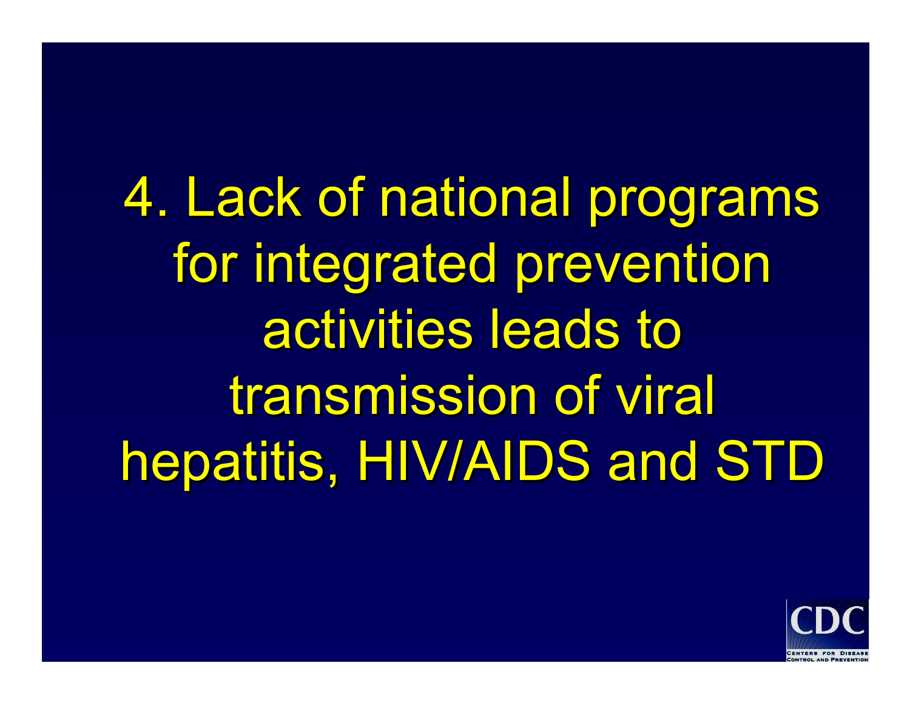4. Lack of national programs for integrated prevention activities leads to transmission of viral hepatitis, HIV/AIDS and STD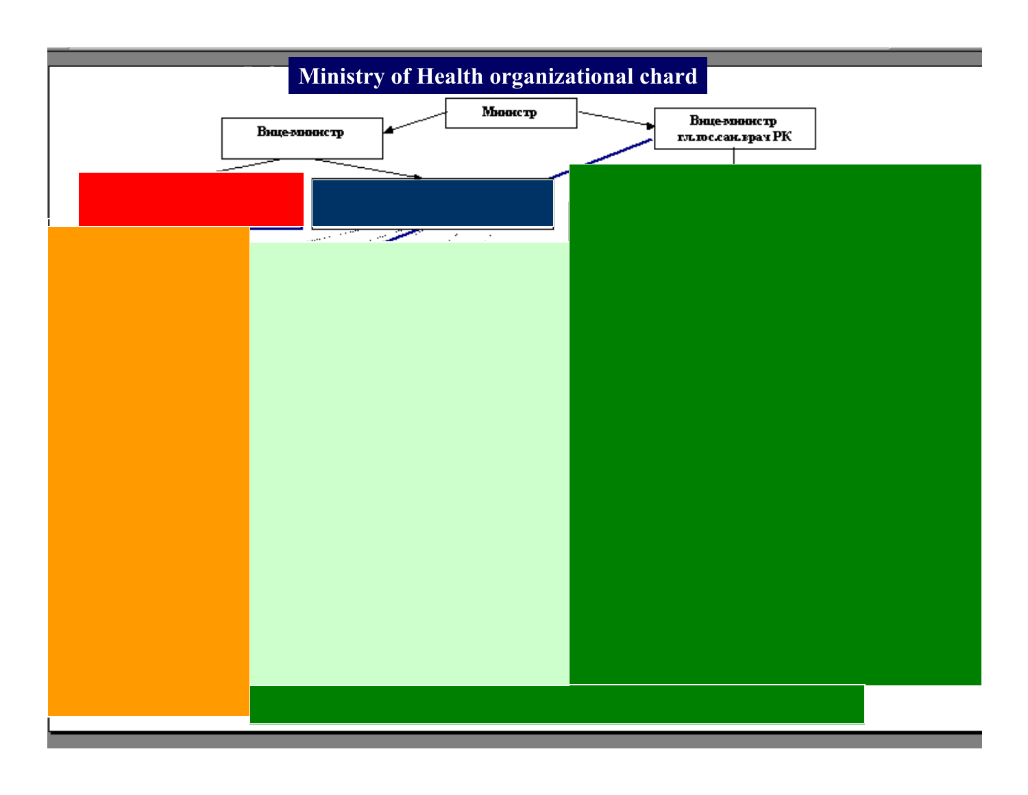# Ministry of Health organizational chard

Министр

Вице-министр

Вице-министр гл.гос.сан.врач РК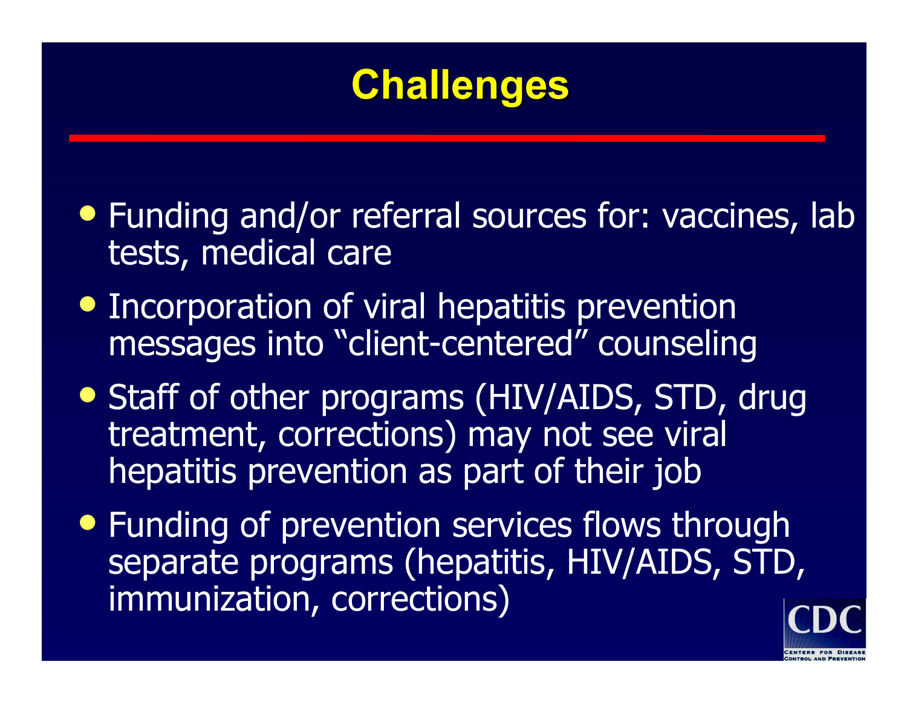# Challenges

- Funding and/or referral sources for: vaccines, lab tests, medical care
- Incorporation of viral hepatitis prevention messages into "client-centered" counseling
- Staff of other programs (HIV/AIDS, STD, drug treatment, corrections) may not see viral hepatitis prevention as part of their job
- Funding of prevention services flows through separate programs (hepatitis, HIV/AIDS, STD, immunization, corrections)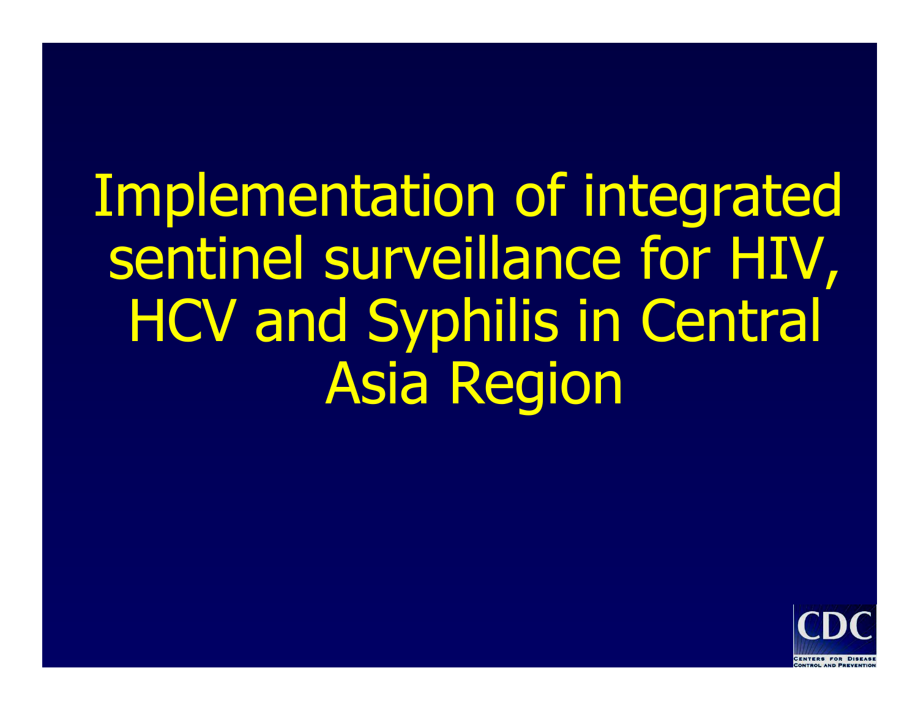# Implementation of integrated sentinel surveillance for HIV, HCV and Syphilis in Central Asia Region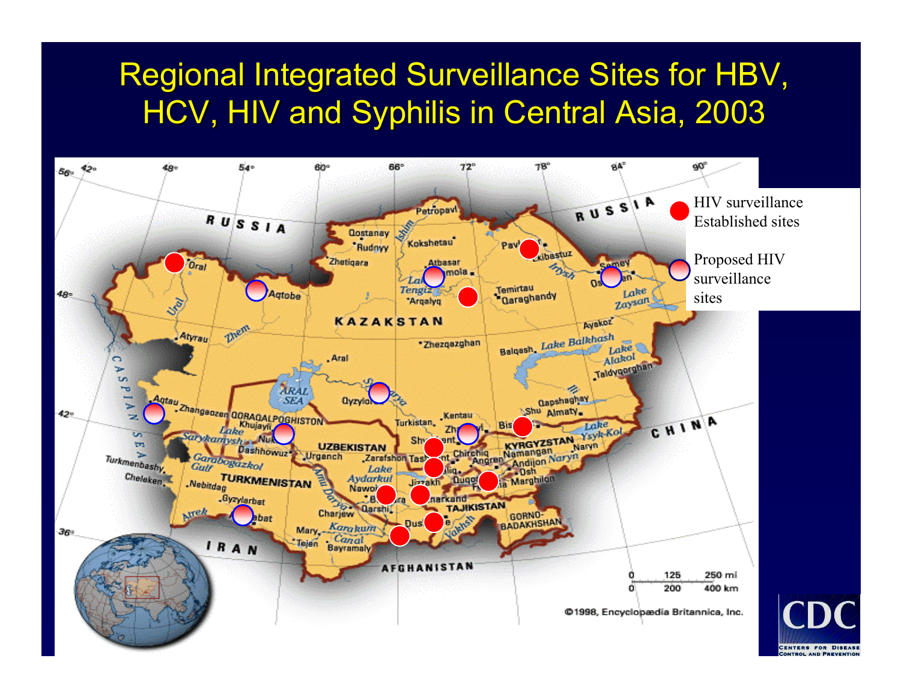# Regional Integrated Surveillance Sites for HBV, HCV, HIV and Syphilis in Central Asia, 2003

- HIV surveillance Established sites
- Proposed HIV surveillance sites

©1998, Encyclopædia Britannica, Inc.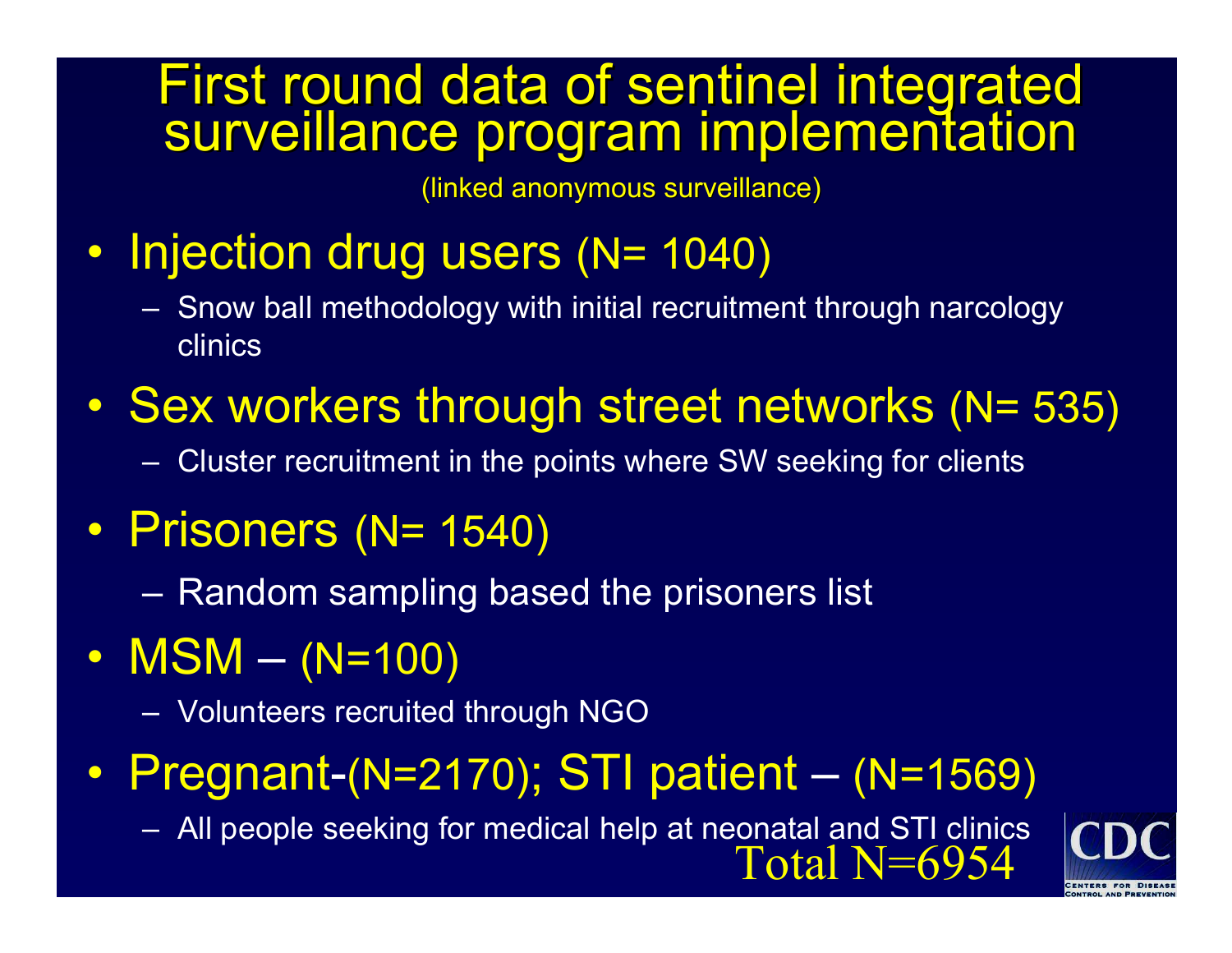# First round data of sentinel integrated surveillance program implementation

(linked anonymous surveillance)

- Injection drug users (N= 1040)
  - Snow ball methodology with initial recruitment through narcology clinics
- Sex workers through street networks (N= 535)
  - Cluster recruitment in the points where SW seeking for clients
- Prisoners (N= 1540)
  - Random sampling based the prisoners list
- MSM – (N=100)
  - Volunteers recruited through NGO
- Pregnant-(N=2170); STI patient – (N=1569)
  - All people seeking for medical help at neonatal and STI clinics

Total N=6954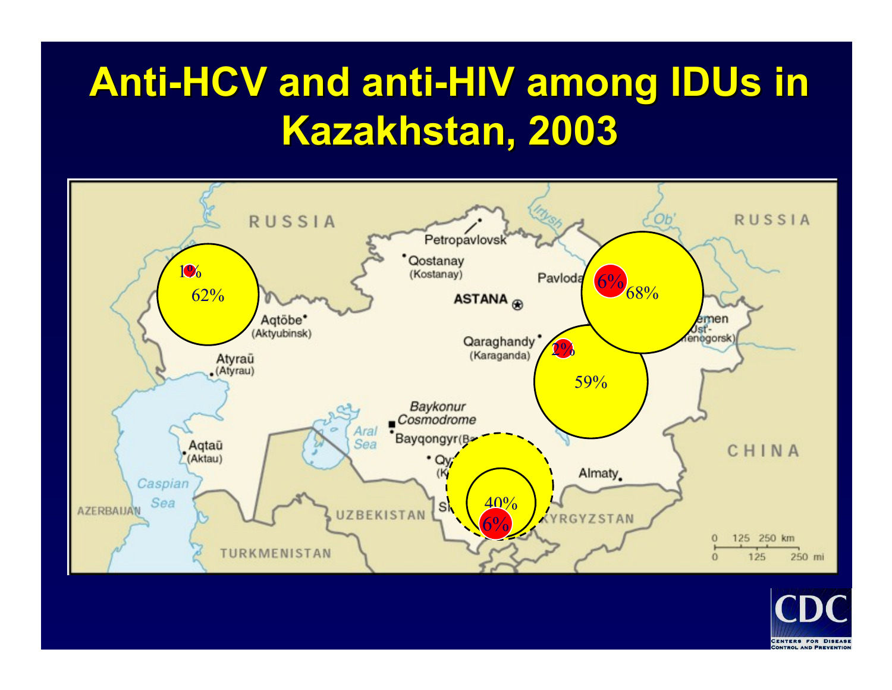# Anti-HCV and anti-HIV among IDUs in Kazakhstan, 2003

RUSSIA

RUSSIA

1%

62%

6%

68%

2%

59%

40%

6%

Petropavlovsk

Qostanay (Kostanay)

Pavlodar

ASTANA

Aqtöbe (Aktyubinsk)

Qaraghandy (Karaganda)

Atyraū (Atyrau)

Baykonur Cosmodrome

Aral Sea

Bayqongyr

Aqtaū (Aktau)

Caspian Sea

Almaty

AZERBAIJAN

UZBEKISTAN

KYRGYZSTAN

TURKMENISTAN

CHINA

Ust'-Kamenogorsk

0 125 250 km

0 125 250 mi

CDC

CENTERS FOR DISEASE CONTROL AND PREVENTION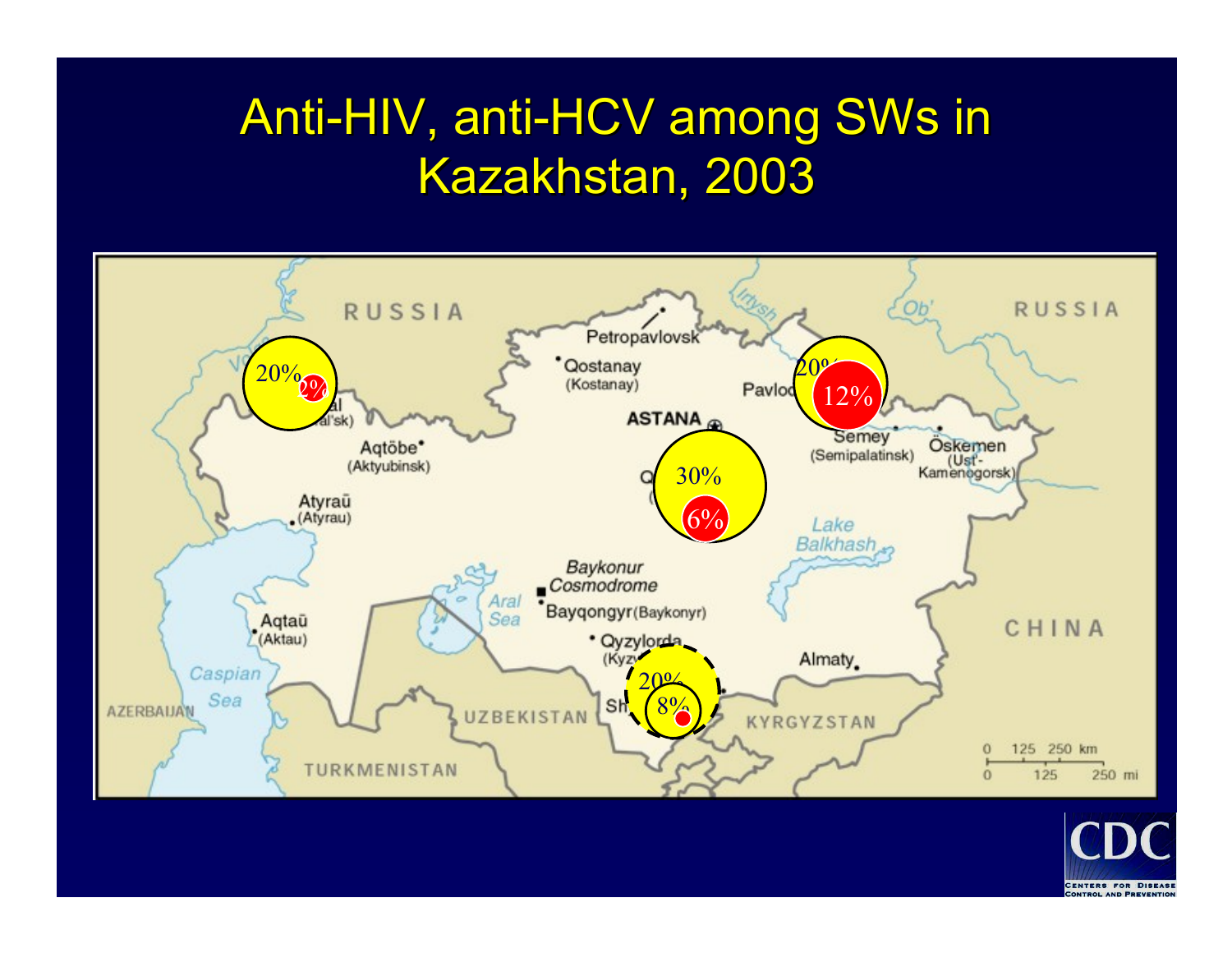# Anti-HIV, anti-HCV among SWs in Kazakhstan, 2003

RUSSIA

RUSSIA

Petropavlovsk

Qostanay (Kostanay)

Pavlodar

ASTANA

Semey (Semipalatinsk)

Öskemen (Ust'-Kamenogorsk)

Oral (Ural'sk)

Aqtöbe (Aktyubinsk)

Atyraū (Atyrau)

Lake Balkhash

Baykonur Cosmodrome

Bayqongyr (Baykonyr)

Aral Sea

Aqtaū (Aktau)

Qyzylorda (Kyzylorda)

Almaty

Caspian Sea

AZERBAIJAN

UZBEKISTAN

KYRGYZSTAN

CHINA

TURKMENISTAN

Shymkent

20%

2%

20%

12%

30%

6%

20%

8%

0 125 250 km

0 125 250 mi

CDC

CENTERS FOR DISEASE CONTROL AND PREVENTION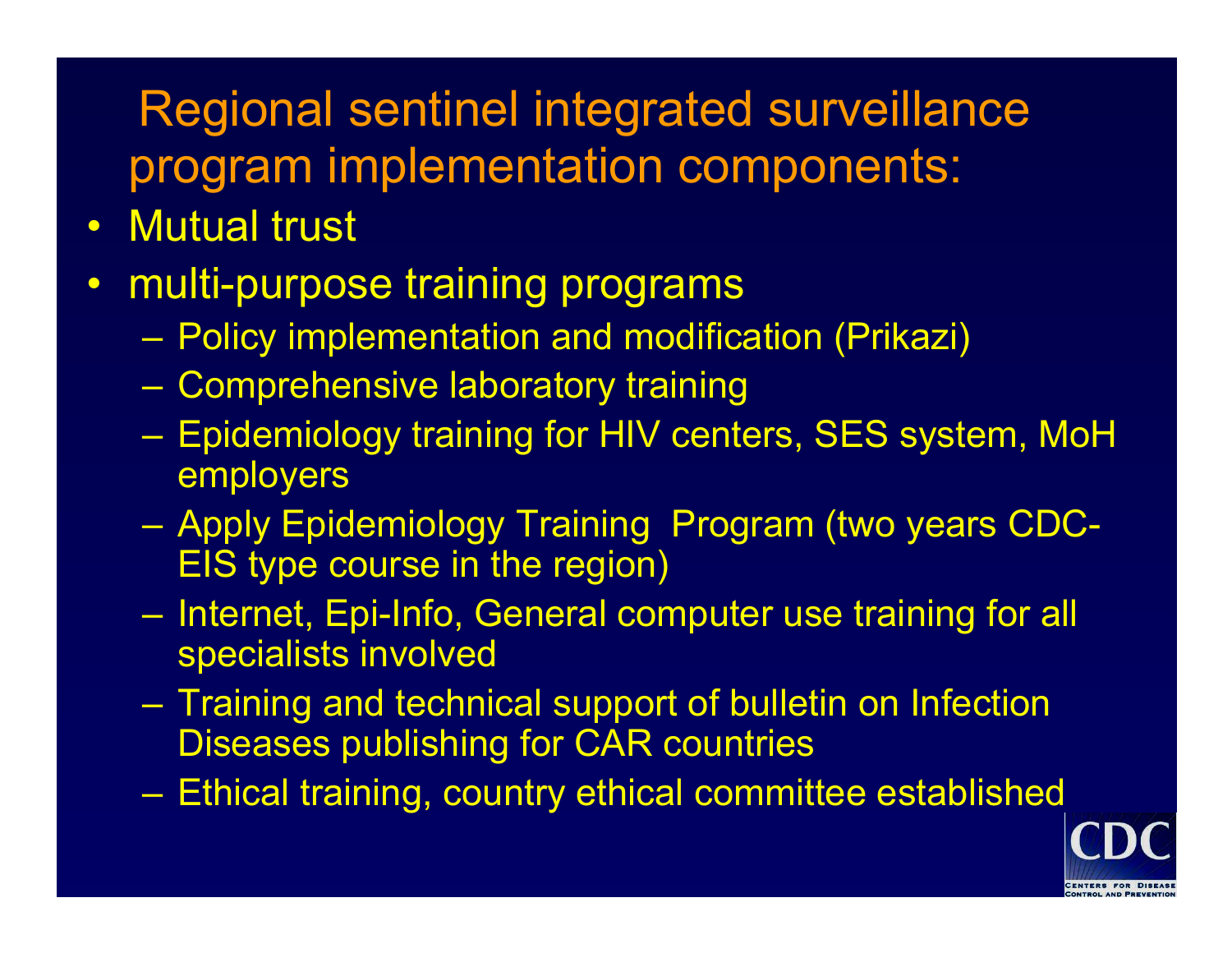# Regional sentinel integrated surveillance program implementation components:

- Mutual trust
- multi-purpose training programs
  - Policy implementation and modification (Prikazi)
  - Comprehensive laboratory training
  - Epidemiology training for HIV centers, SES system, MoH employers
  - Apply Epidemiology Training Program (two years CDC-EIS type course in the region)
  - Internet, Epi-Info, General computer use training for all specialists involved
  - Training and technical support of bulletin on Infection Diseases publishing for CAR countries
  - Ethical training, country ethical committee established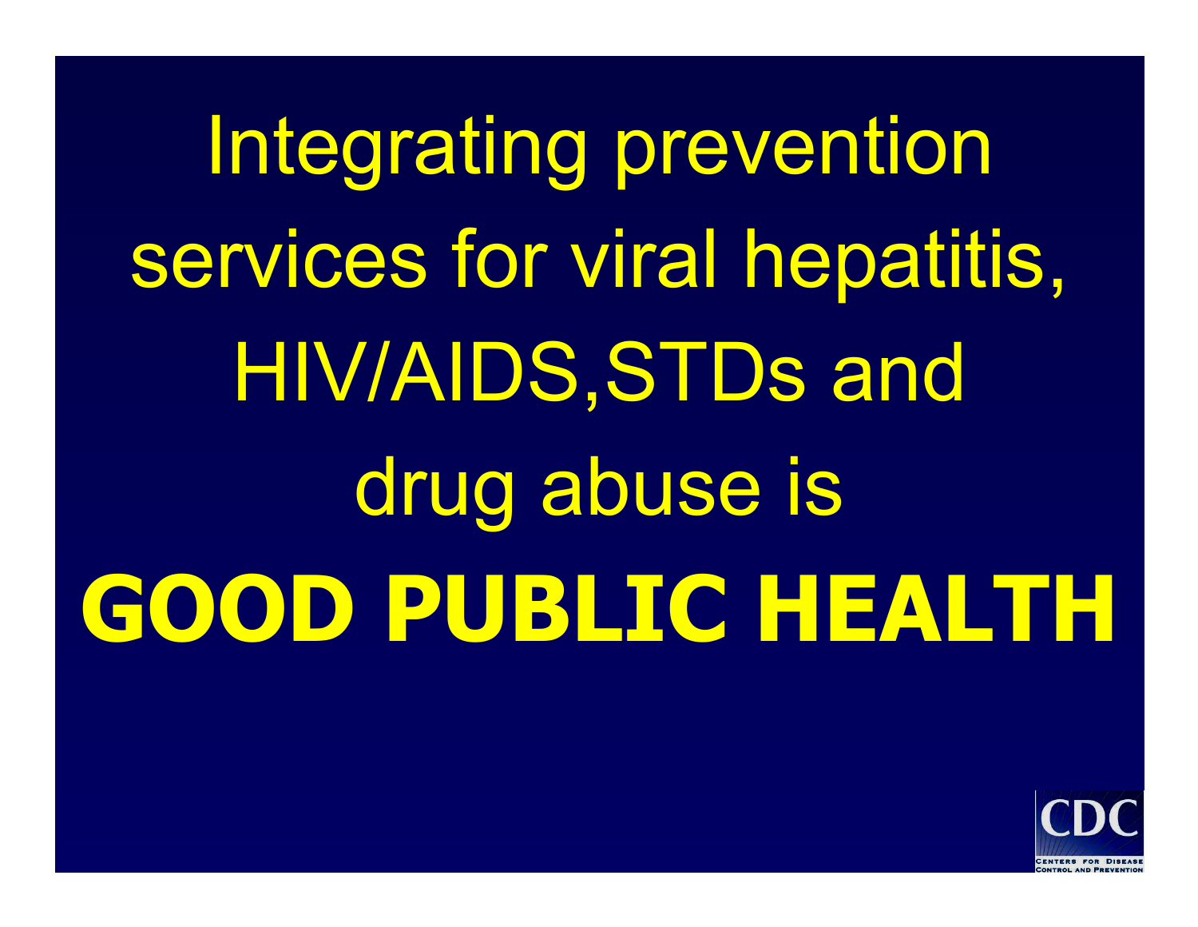Integrating prevention services for viral hepatitis, HIV/AIDS,STDs and drug abuse is

**GOOD PUBLIC HEALTH**

CDC
CENTERS FOR DISEASE CONTROL AND PREVENTION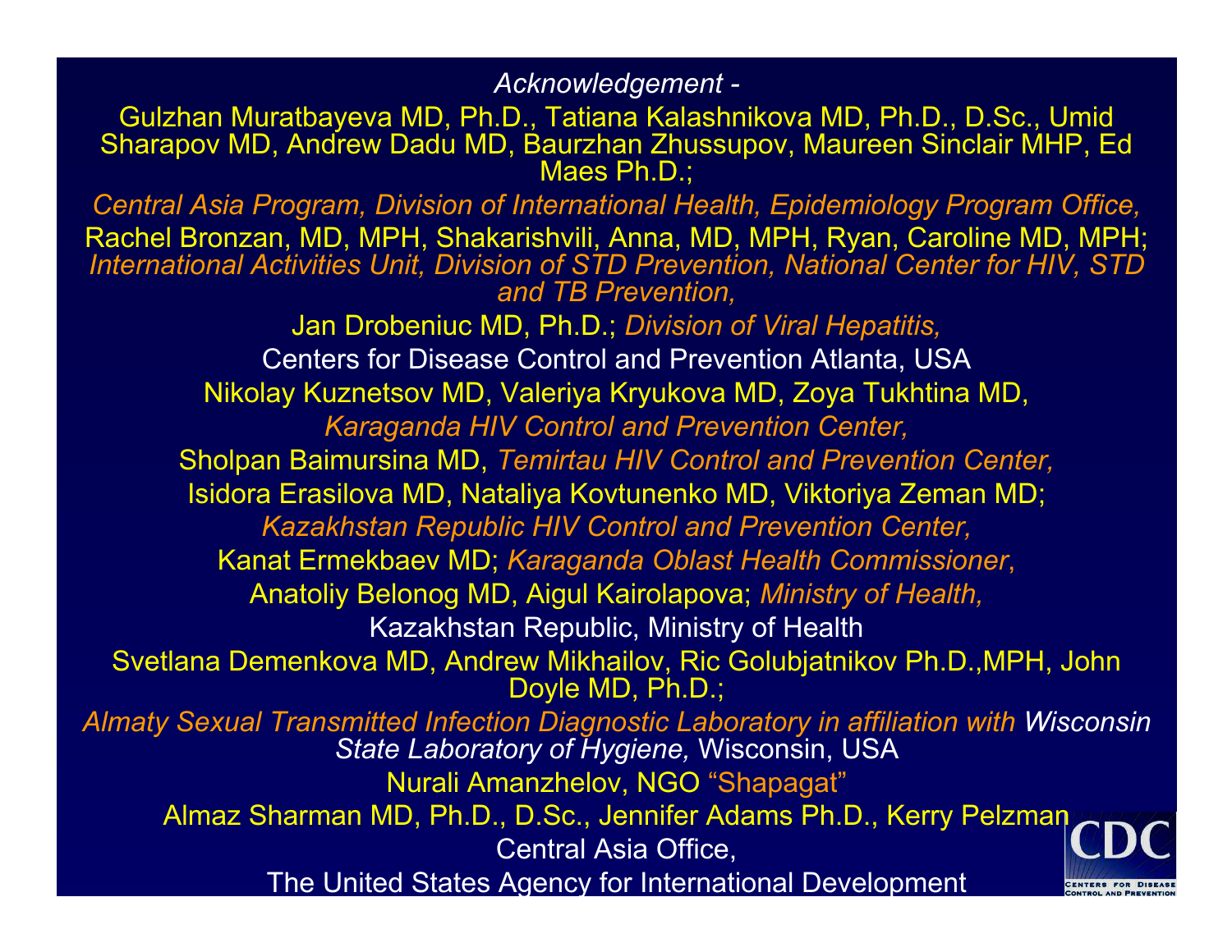*Acknowledgement -*

Gulzhan Muratbayeva MD, Ph.D., Tatiana Kalashnikova MD, Ph.D., D.Sc., Umid Sharapov MD, Andrew Dadu MD, Baurzhan Zhussupov, Maureen Sinclair MHP, Ed Maes Ph.D.;

*Central Asia Program, Division of International Health, Epidemiology Program Office,*

Rachel Bronzan, MD, MPH, Shakarishvili, Anna, MD, MPH, Ryan, Caroline MD, MPH;

*International Activities Unit, Division of STD Prevention, National Center for HIV, STD and TB Prevention,*

Jan Drobeniuc MD, Ph.D.; *Division of Viral Hepatitis,*

Centers for Disease Control and Prevention Atlanta, USA

Nikolay Kuznetsov MD, Valeriya Kryukova MD, Zoya Tukhtina MD,

*Karaganda HIV Control and Prevention Center,*

Sholpan Baimursina MD, *Temirtau HIV Control and Prevention Center,*

Isidora Erasilova MD, Nataliya Kovtunenko MD, Viktoriya Zeman MD;

*Kazakhstan Republic HIV Control and Prevention Center,*

Kanat Ermekbaev MD; *Karaganda Oblast Health Commissioner*,

Anatoliy Belonog MD, Aigul Kairolapova; *Ministry of Health,*

Kazakhstan Republic, Ministry of Health

Svetlana Demenkova MD, Andrew Mikhailov, Ric Golubjatnikov Ph.D.,MPH, John Doyle MD, Ph.D.;

*Almaty Sexual Transmitted Infection Diagnostic Laboratory in affiliation with Wisconsin State Laboratory of Hygiene,* Wisconsin, USA

Nurali Amanzhelov, NGO "Shapagat"

Almaz Sharman MD, Ph.D., D.Sc., Jennifer Adams Ph.D., Kerry Pelzman

Central Asia Office,

The United States Agency for International Development

CDC
CENTERS FOR DISEASE CONTROL AND PREVENTION